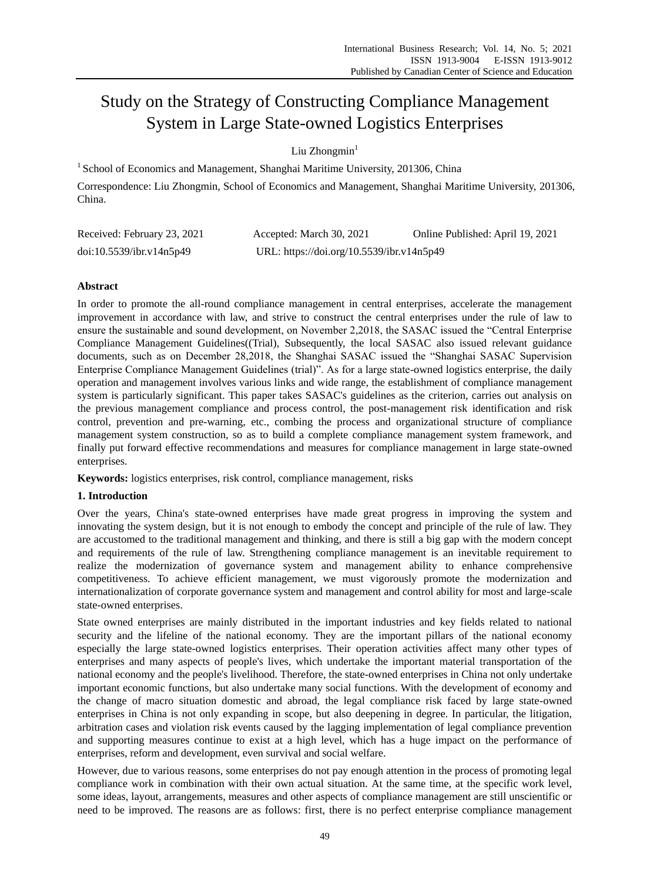# Study on the Strategy of Constructing Compliance Management System in Large State-owned Logistics Enterprises

Liu Zhongmin[1]

[1] School of Economics and Management, Shanghai Maritime University, 201306, China

Correspondence: Liu Zhongmin, School of Economics and Management, Shanghai Maritime University, 201306, China.

Received: February 23, 2021 Accepted: March 30, 2021 Online Published: April 19, 2021

doi:10.5539/ibr.v14n5p49 URL: https://doi.org/10.5539/ibr.v14n5p49

## Abstract

In order to promote the all-round compliance management in central enterprises, accelerate the management improvement in accordance with law, and strive to construct the central enterprises under the rule of law to ensure the sustainable and sound development, on November 2,2018, the SASAC issued the "Central Enterprise Compliance Management Guidelines((Trial), Subsequently, the local SASAC also issued relevant guidance documents, such as on December 28,2018, the Shanghai SASAC issued the "Shanghai SASAC Supervision Enterprise Compliance Management Guidelines (trial)". As for a large state-owned logistics enterprise, the daily operation and management involves various links and wide range, the establishment of compliance management system is particularly significant. This paper takes SASAC's guidelines as the criterion, carries out analysis on the previous management compliance and process control, the post-management risk identification and risk control, prevention and pre-warning, etc., combing the process and organizational structure of compliance management system construction, so as to build a complete compliance management system framework, and finally put forward effective recommendations and measures for compliance management in large state-owned enterprises.

**Keywords:** logistics enterprises, risk control, compliance management, risks

## 1. Introduction

Over the years, China's state-owned enterprises have made great progress in improving the system and innovating the system design, but it is not enough to embody the concept and principle of the rule of law. They are accustomed to the traditional management and thinking, and there is still a big gap with the modern concept and requirements of the rule of law. Strengthening compliance management is an inevitable requirement to realize the modernization of governance system and management ability to enhance comprehensive competitiveness. To achieve efficient management, we must vigorously promote the modernization and internationalization of corporate governance system and management and control ability for most and large-scale state-owned enterprises.

State owned enterprises are mainly distributed in the important industries and key fields related to national security and the lifeline of the national economy. They are the important pillars of the national economy especially the large state-owned logistics enterprises. Their operation activities affect many other types of enterprises and many aspects of people's lives, which undertake the important material transportation of the national economy and the people's livelihood. Therefore, the state-owned enterprises in China not only undertake important economic functions, but also undertake many social functions. With the development of economy and the change of macro situation domestic and abroad, the legal compliance risk faced by large state-owned enterprises in China is not only expanding in scope, but also deepening in degree. In particular, the litigation, arbitration cases and violation risk events caused by the lagging implementation of legal compliance prevention and supporting measures continue to exist at a high level, which has a huge impact on the performance of enterprises, reform and development, even survival and social welfare.

However, due to various reasons, some enterprises do not pay enough attention in the process of promoting legal compliance work in combination with their own actual situation. At the same time, at the specific work level, some ideas, layout, arrangements, measures and other aspects of compliance management are still unscientific or need to be improved. The reasons are as follows: first, there is no perfect enterprise compliance management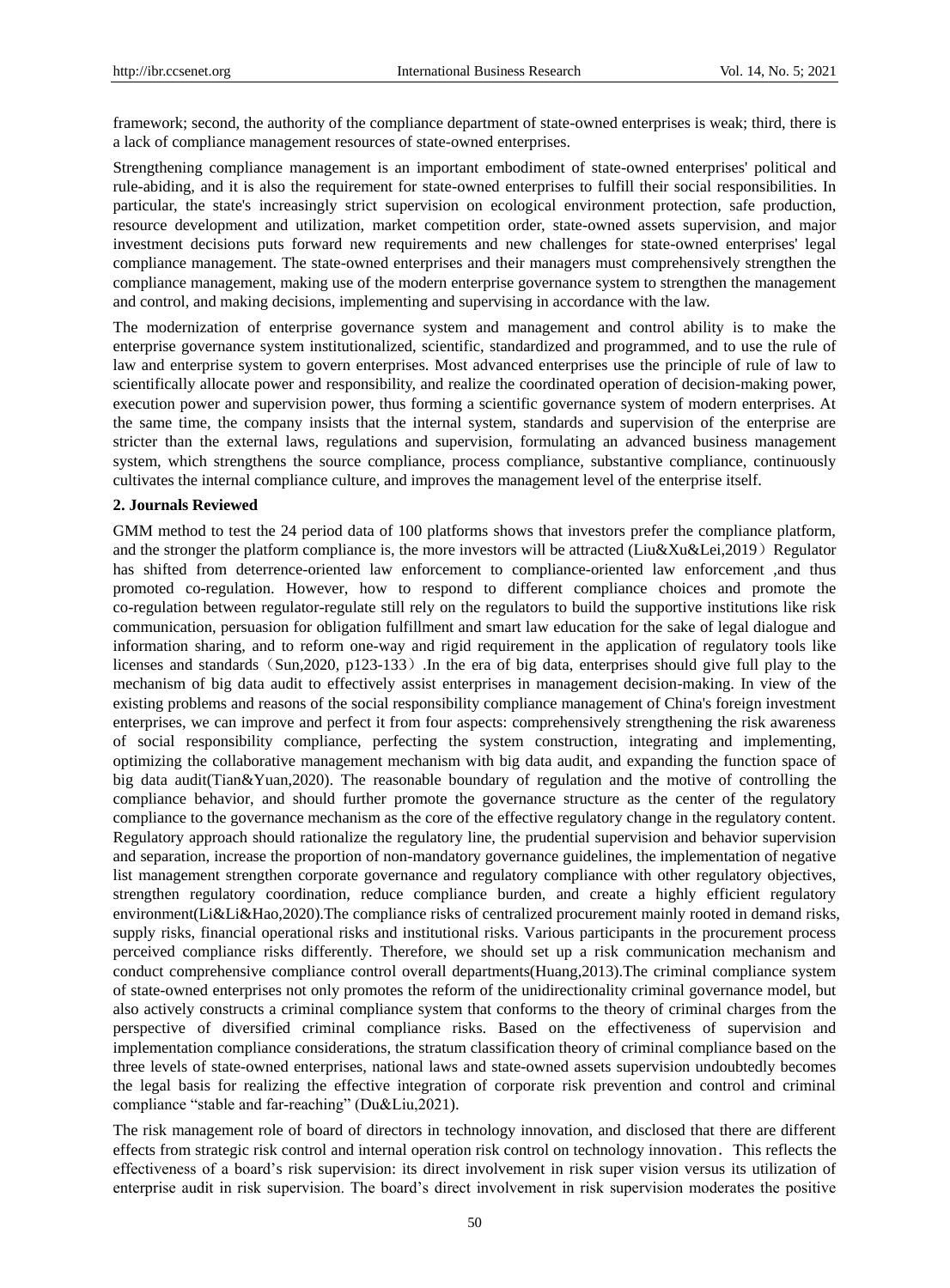framework; second, the authority of the compliance department of state-owned enterprises is weak; third, there is a lack of compliance management resources of state-owned enterprises.

Strengthening compliance management is an important embodiment of state-owned enterprises' political and rule-abiding, and it is also the requirement for state-owned enterprises to fulfill their social responsibilities. In particular, the state's increasingly strict supervision on ecological environment protection, safe production, resource development and utilization, market competition order, state-owned assets supervision, and major investment decisions puts forward new requirements and new challenges for state-owned enterprises' legal compliance management. The state-owned enterprises and their managers must comprehensively strengthen the compliance management, making use of the modern enterprise governance system to strengthen the management and control, and making decisions, implementing and supervising in accordance with the law.

The modernization of enterprise governance system and management and control ability is to make the enterprise governance system institutionalized, scientific, standardized and programmed, and to use the rule of law and enterprise system to govern enterprises. Most advanced enterprises use the principle of rule of law to scientifically allocate power and responsibility, and realize the coordinated operation of decision-making power, execution power and supervision power, thus forming a scientific governance system of modern enterprises. At the same time, the company insists that the internal system, standards and supervision of the enterprise are stricter than the external laws, regulations and supervision, formulating an advanced business management system, which strengthens the source compliance, process compliance, substantive compliance, continuously cultivates the internal compliance culture, and improves the management level of the enterprise itself.

## 2. Journals Reviewed

GMM method to test the 24 period data of 100 platforms shows that investors prefer the compliance platform, and the stronger the platform compliance is, the more investors will be attracted (Liu&Xu&Lei,2019）Regulator has shifted from deterrence-oriented law enforcement to compliance-oriented law enforcement ,and thus promoted co-regulation. However, how to respond to different compliance choices and promote the co-regulation between regulator-regulate still rely on the regulators to build the supportive institutions like risk communication, persuasion for obligation fulfillment and smart law education for the sake of legal dialogue and information sharing, and to reform one-way and rigid requirement in the application of regulatory tools like licenses and standards（Sun,2020, p123-133）.In the era of big data, enterprises should give full play to the mechanism of big data audit to effectively assist enterprises in management decision-making. In view of the existing problems and reasons of the social responsibility compliance management of China's foreign investment enterprises, we can improve and perfect it from four aspects: comprehensively strengthening the risk awareness of social responsibility compliance, perfecting the system construction, integrating and implementing, optimizing the collaborative management mechanism with big data audit, and expanding the function space of big data audit(Tian&Yuan,2020). The reasonable boundary of regulation and the motive of controlling the compliance behavior, and should further promote the governance structure as the center of the regulatory compliance to the governance mechanism as the core of the effective regulatory change in the regulatory content. Regulatory approach should rationalize the regulatory line, the prudential supervision and behavior supervision and separation, increase the proportion of non-mandatory governance guidelines, the implementation of negative list management strengthen corporate governance and regulatory compliance with other regulatory objectives, strengthen regulatory coordination, reduce compliance burden, and create a highly efficient regulatory environment(Li&Li&Hao,2020).The compliance risks of centralized procurement mainly rooted in demand risks, supply risks, financial operational risks and institutional risks. Various participants in the procurement process perceived compliance risks differently. Therefore, we should set up a risk communication mechanism and conduct comprehensive compliance control overall departments(Huang,2013).The criminal compliance system of state-owned enterprises not only promotes the reform of the unidirectionality criminal governance model, but also actively constructs a criminal compliance system that conforms to the theory of criminal charges from the perspective of diversified criminal compliance risks. Based on the effectiveness of supervision and implementation compliance considerations, the stratum classification theory of criminal compliance based on the three levels of state-owned enterprises, national laws and state-owned assets supervision undoubtedly becomes the legal basis for realizing the effective integration of corporate risk prevention and control and criminal compliance "stable and far-reaching" (Du&Liu,2021).

The risk management role of board of directors in technology innovation, and disclosed that there are different effects from strategic risk control and internal operation risk control on technology innovation. This reflects the effectiveness of a board's risk supervision: its direct involvement in risk super vision versus its utilization of enterprise audit in risk supervision. The board's direct involvement in risk supervision moderates the positive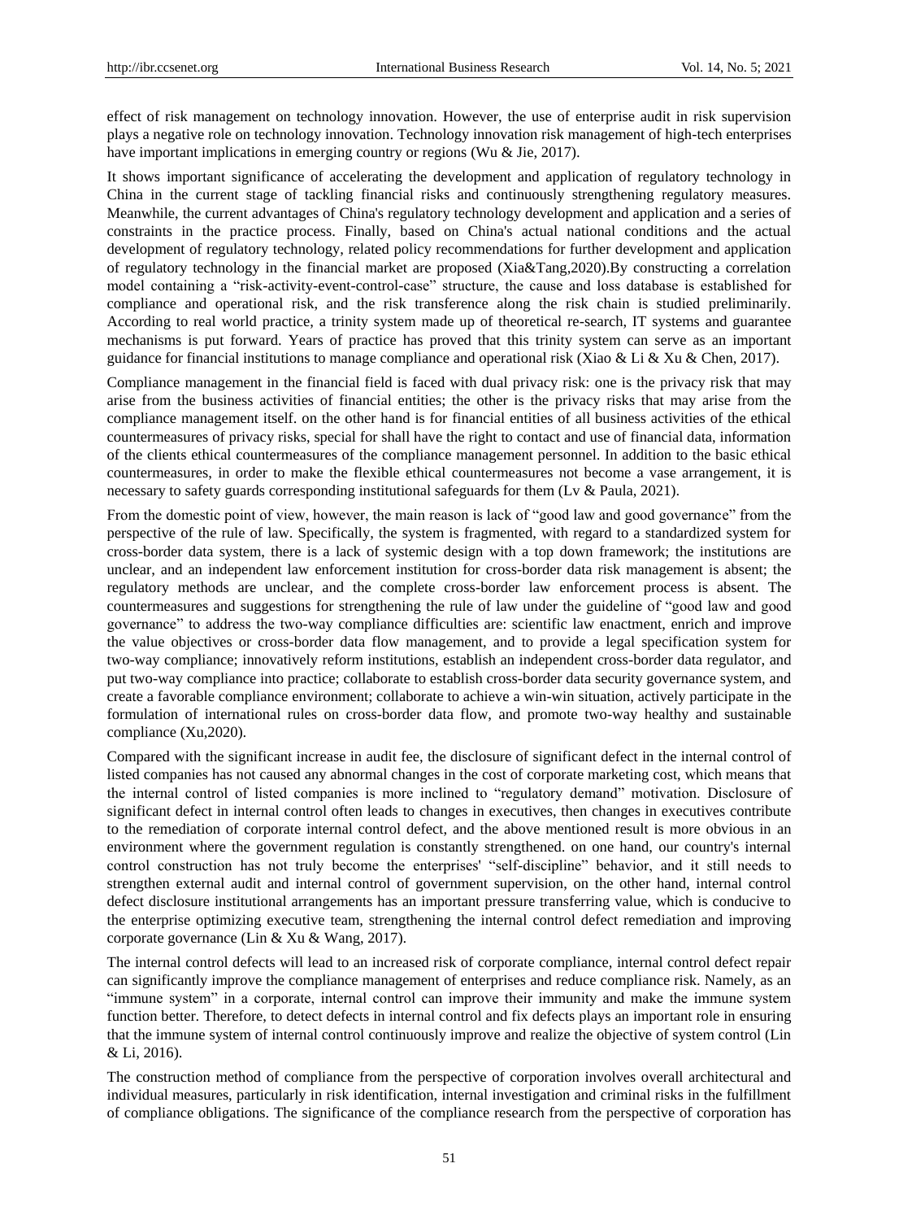effect of risk management on technology innovation. However, the use of enterprise audit in risk supervision plays a negative role on technology innovation. Technology innovation risk management of high-tech enterprises have important implications in emerging country or regions (Wu & Jie, 2017).

It shows important significance of accelerating the development and application of regulatory technology in China in the current stage of tackling financial risks and continuously strengthening regulatory measures. Meanwhile, the current advantages of China's regulatory technology development and application and a series of constraints in the practice process. Finally, based on China's actual national conditions and the actual development of regulatory technology, related policy recommendations for further development and application of regulatory technology in the financial market are proposed (Xia&Tang,2020).By constructing a correlation model containing a "risk-activity-event-control-case" structure, the cause and loss database is established for compliance and operational risk, and the risk transference along the risk chain is studied preliminarily. According to real world practice, a trinity system made up of theoretical re-search, IT systems and guarantee mechanisms is put forward. Years of practice has proved that this trinity system can serve as an important guidance for financial institutions to manage compliance and operational risk (Xiao & Li & Xu & Chen, 2017).

Compliance management in the financial field is faced with dual privacy risk: one is the privacy risk that may arise from the business activities of financial entities; the other is the privacy risks that may arise from the compliance management itself. on the other hand is for financial entities of all business activities of the ethical countermeasures of privacy risks, special for shall have the right to contact and use of financial data, information of the clients ethical countermeasures of the compliance management personnel. In addition to the basic ethical countermeasures, in order to make the flexible ethical countermeasures not become a vase arrangement, it is necessary to safety guards corresponding institutional safeguards for them (Lv & Paula, 2021).

From the domestic point of view, however, the main reason is lack of "good law and good governance" from the perspective of the rule of law. Specifically, the system is fragmented, with regard to a standardized system for cross-border data system, there is a lack of systemic design with a top down framework; the institutions are unclear, and an independent law enforcement institution for cross-border data risk management is absent; the regulatory methods are unclear, and the complete cross-border law enforcement process is absent. The countermeasures and suggestions for strengthening the rule of law under the guideline of "good law and good governance" to address the two-way compliance difficulties are: scientific law enactment, enrich and improve the value objectives or cross-border data flow management, and to provide a legal specification system for two-way compliance; innovatively reform institutions, establish an independent cross-border data regulator, and put two-way compliance into practice; collaborate to establish cross-border data security governance system, and create a favorable compliance environment; collaborate to achieve a win-win situation, actively participate in the formulation of international rules on cross-border data flow, and promote two-way healthy and sustainable compliance (Xu,2020).

Compared with the significant increase in audit fee, the disclosure of significant defect in the internal control of listed companies has not caused any abnormal changes in the cost of corporate marketing cost, which means that the internal control of listed companies is more inclined to "regulatory demand" motivation. Disclosure of significant defect in internal control often leads to changes in executives, then changes in executives contribute to the remediation of corporate internal control defect, and the above mentioned result is more obvious in an environment where the government regulation is constantly strengthened. on one hand, our country's internal control construction has not truly become the enterprises' "self-discipline" behavior, and it still needs to strengthen external audit and internal control of government supervision, on the other hand, internal control defect disclosure institutional arrangements has an important pressure transferring value, which is conducive to the enterprise optimizing executive team, strengthening the internal control defect remediation and improving corporate governance (Lin & Xu & Wang, 2017).

The internal control defects will lead to an increased risk of corporate compliance, internal control defect repair can significantly improve the compliance management of enterprises and reduce compliance risk. Namely, as an "immune system" in a corporate, internal control can improve their immunity and make the immune system function better. Therefore, to detect defects in internal control and fix defects plays an important role in ensuring that the immune system of internal control continuously improve and realize the objective of system control (Lin & Li, 2016).

The construction method of compliance from the perspective of corporation involves overall architectural and individual measures, particularly in risk identification, internal investigation and criminal risks in the fulfillment of compliance obligations. The significance of the compliance research from the perspective of corporation has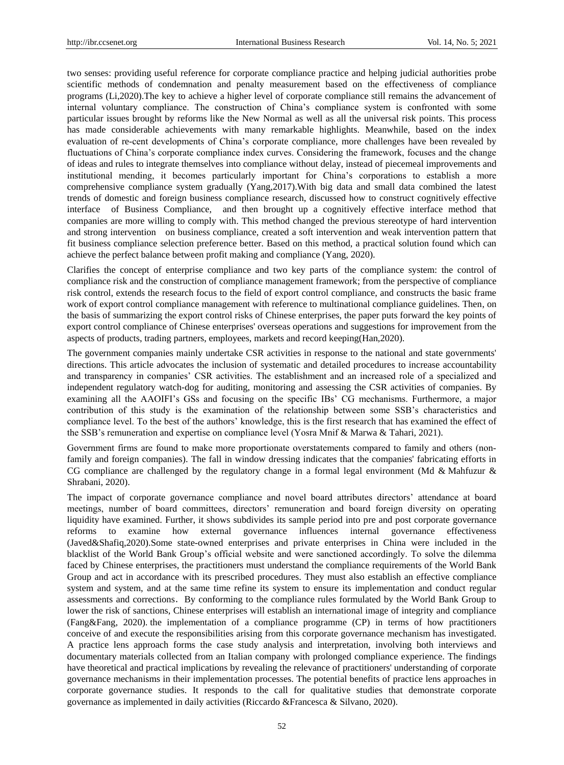two senses: providing useful reference for corporate compliance practice and helping judicial authorities probe scientific methods of condemnation and penalty measurement based on the effectiveness of compliance programs (Li,2020).The key to achieve a higher level of corporate compliance still remains the advancement of internal voluntary compliance. The construction of China's compliance system is confronted with some particular issues brought by reforms like the New Normal as well as all the universal risk points. This process has made considerable achievements with many remarkable highlights. Meanwhile, based on the index evaluation of re-cent developments of China's corporate compliance, more challenges have been revealed by fluctuations of China's corporate compliance index curves. Considering the framework, focuses and the change of ideas and rules to integrate themselves into compliance without delay, instead of piecemeal improvements and institutional mending, it becomes particularly important for China's corporations to establish a more comprehensive compliance system gradually (Yang,2017).With big data and small data combined the latest trends of domestic and foreign business compliance research, discussed how to construct cognitively effective interface of Business Compliance, and then brought up a cognitively effective interface method that companies are more willing to comply with. This method changed the previous stereotype of hard intervention and strong intervention on business compliance, created a soft intervention and weak intervention pattern that fit business compliance selection preference better. Based on this method, a practical solution found which can achieve the perfect balance between profit making and compliance (Yang, 2020).

Clarifies the concept of enterprise compliance and two key parts of the compliance system: the control of compliance risk and the construction of compliance management framework; from the perspective of compliance risk control, extends the research focus to the field of export control compliance, and constructs the basic frame work of export control compliance management with reference to multinational compliance guidelines. Then, on the basis of summarizing the export control risks of Chinese enterprises, the paper puts forward the key points of export control compliance of Chinese enterprises' overseas operations and suggestions for improvement from the aspects of products, trading partners, employees, markets and record keeping(Han,2020).

The government companies mainly undertake CSR activities in response to the national and state governments' directions. This article advocates the inclusion of systematic and detailed procedures to increase accountability and transparency in companies' CSR activities. The establishment and an increased role of a specialized and independent regulatory watch-dog for auditing, monitoring and assessing the CSR activities of companies. By examining all the AAOIFI's GSs and focusing on the specific IBs' CG mechanisms. Furthermore, a major contribution of this study is the examination of the relationship between some SSB's characteristics and compliance level. To the best of the authors' knowledge, this is the first research that has examined the effect of the SSB's remuneration and expertise on compliance level (Yosra Mnif & Marwa & Tahari, 2021).

Government firms are found to make more proportionate overstatements compared to family and others (non-family and foreign companies). The fall in window dressing indicates that the companies' fabricating efforts in CG compliance are challenged by the regulatory change in a formal legal environment (Md & Mahfuzur & Shrabani, 2020).

The impact of corporate governance compliance and novel board attributes directors' attendance at board meetings, number of board committees, directors' remuneration and board foreign diversity on operating liquidity have examined. Further, it shows subdivides its sample period into pre and post corporate governance reforms to examine how external governance influences internal governance effectiveness (Javed&Shafiq,2020).Some state-owned enterprises and private enterprises in China were included in the blacklist of the World Bank Group's official website and were sanctioned accordingly. To solve the dilemma faced by Chinese enterprises, the practitioners must understand the compliance requirements of the World Bank Group and act in accordance with its prescribed procedures. They must also establish an effective compliance system and system, and at the same time refine its system to ensure its implementation and conduct regular assessments and corrections. By conforming to the compliance rules formulated by the World Bank Group to lower the risk of sanctions, Chinese enterprises will establish an international image of integrity and compliance (Fang&Fang, 2020). the implementation of a compliance programme (CP) in terms of how practitioners conceive of and execute the responsibilities arising from this corporate governance mechanism has investigated. A practice lens approach forms the case study analysis and interpretation, involving both interviews and documentary materials collected from an Italian company with prolonged compliance experience. The findings have theoretical and practical implications by revealing the relevance of practitioners' understanding of corporate governance mechanisms in their implementation processes. The potential benefits of practice lens approaches in corporate governance studies. It responds to the call for qualitative studies that demonstrate corporate governance as implemented in daily activities (Riccardo &Francesca & Silvano, 2020).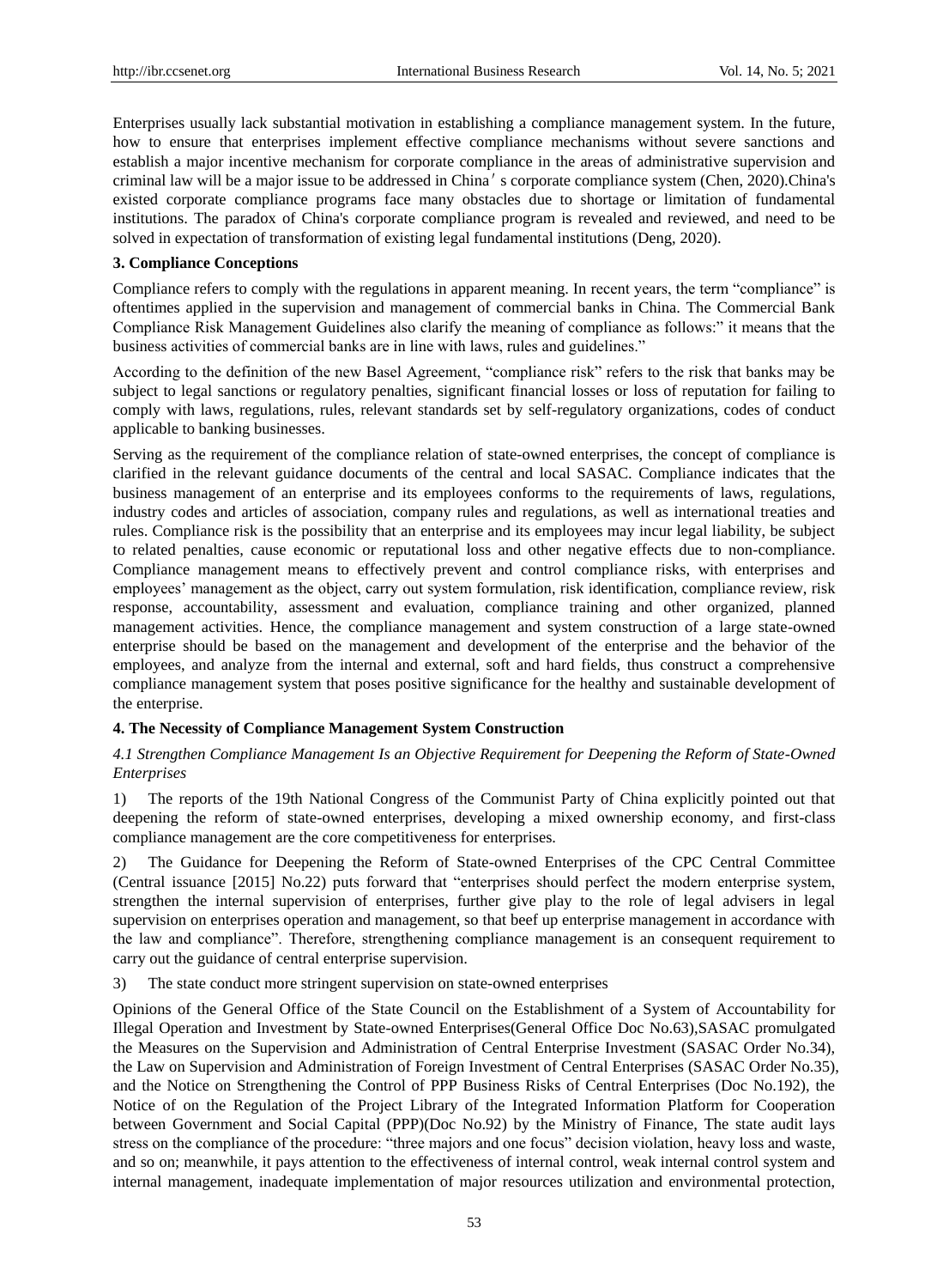Enterprises usually lack substantial motivation in establishing a compliance management system. In the future, how to ensure that enterprises implement effective compliance mechanisms without severe sanctions and establish a major incentive mechanism for corporate compliance in the areas of administrative supervision and criminal law will be a major issue to be addressed in China′s corporate compliance system (Chen, 2020).China's existed corporate compliance programs face many obstacles due to shortage or limitation of fundamental institutions. The paradox of China's corporate compliance program is revealed and reviewed, and need to be solved in expectation of transformation of existing legal fundamental institutions (Deng, 2020).

## 3. Compliance Conceptions

Compliance refers to comply with the regulations in apparent meaning. In recent years, the term "compliance" is oftentimes applied in the supervision and management of commercial banks in China. The Commercial Bank Compliance Risk Management Guidelines also clarify the meaning of compliance as follows:" it means that the business activities of commercial banks are in line with laws, rules and guidelines."

According to the definition of the new Basel Agreement, "compliance risk" refers to the risk that banks may be subject to legal sanctions or regulatory penalties, significant financial losses or loss of reputation for failing to comply with laws, regulations, rules, relevant standards set by self-regulatory organizations, codes of conduct applicable to banking businesses.

Serving as the requirement of the compliance relation of state-owned enterprises, the concept of compliance is clarified in the relevant guidance documents of the central and local SASAC. Compliance indicates that the business management of an enterprise and its employees conforms to the requirements of laws, regulations, industry codes and articles of association, company rules and regulations, as well as international treaties and rules. Compliance risk is the possibility that an enterprise and its employees may incur legal liability, be subject to related penalties, cause economic or reputational loss and other negative effects due to non-compliance. Compliance management means to effectively prevent and control compliance risks, with enterprises and employees' management as the object, carry out system formulation, risk identification, compliance review, risk response, accountability, assessment and evaluation, compliance training and other organized, planned management activities. Hence, the compliance management and system construction of a large state-owned enterprise should be based on the management and development of the enterprise and the behavior of the employees, and analyze from the internal and external, soft and hard fields, thus construct a comprehensive compliance management system that poses positive significance for the healthy and sustainable development of the enterprise.

## 4. The Necessity of Compliance Management System Construction

### *4.1 Strengthen Compliance Management Is an Objective Requirement for Deepening the Reform of State-Owned Enterprises*

1) The reports of the 19th National Congress of the Communist Party of China explicitly pointed out that deepening the reform of state-owned enterprises, developing a mixed ownership economy, and first-class compliance management are the core competitiveness for enterprises.

2) The Guidance for Deepening the Reform of State-owned Enterprises of the CPC Central Committee (Central issuance [2015] No.22) puts forward that "enterprises should perfect the modern enterprise system, strengthen the internal supervision of enterprises, further give play to the role of legal advisers in legal supervision on enterprises operation and management, so that beef up enterprise management in accordance with the law and compliance". Therefore, strengthening compliance management is an consequent requirement to carry out the guidance of central enterprise supervision.

3) The state conduct more stringent supervision on state-owned enterprises

Opinions of the General Office of the State Council on the Establishment of a System of Accountability for Illegal Operation and Investment by State-owned Enterprises(General Office Doc No.63),SASAC promulgated the Measures on the Supervision and Administration of Central Enterprise Investment (SASAC Order No.34), the Law on Supervision and Administration of Foreign Investment of Central Enterprises (SASAC Order No.35), and the Notice on Strengthening the Control of PPP Business Risks of Central Enterprises (Doc No.192), the Notice of on the Regulation of the Project Library of the Integrated Information Platform for Cooperation between Government and Social Capital (PPP)(Doc No.92) by the Ministry of Finance, The state audit lays stress on the compliance of the procedure: "three majors and one focus" decision violation, heavy loss and waste, and so on; meanwhile, it pays attention to the effectiveness of internal control, weak internal control system and internal management, inadequate implementation of major resources utilization and environmental protection,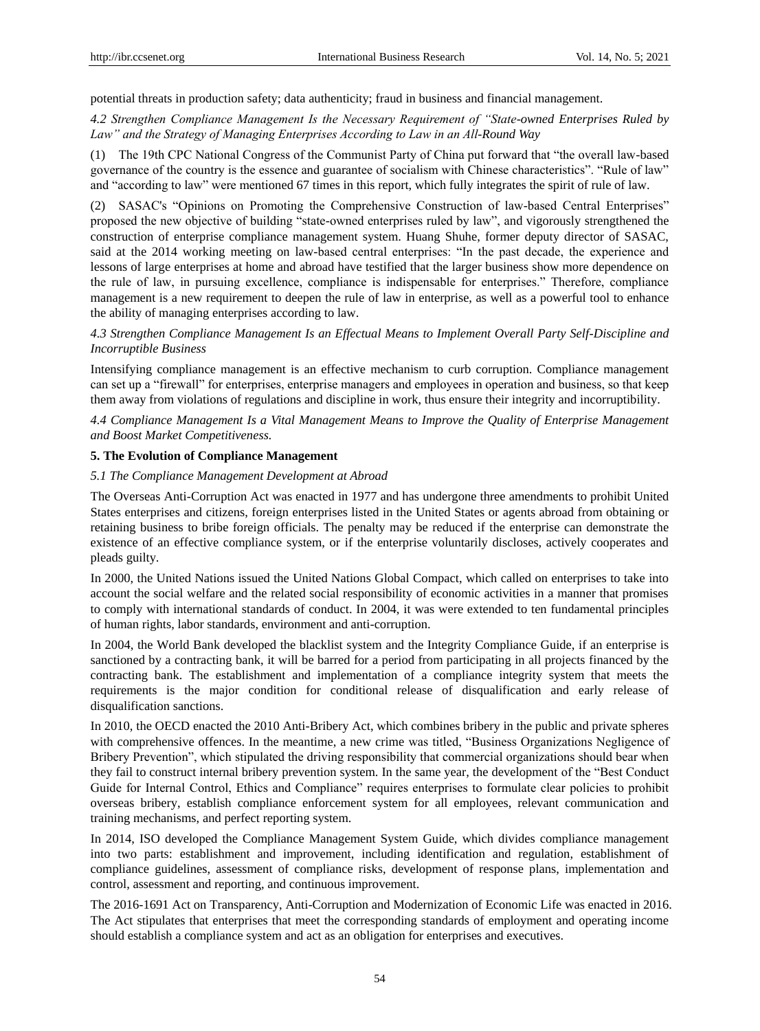potential threats in production safety; data authenticity; fraud in business and financial management.

### *4.2 Strengthen Compliance Management Is the Necessary Requirement of "State-owned Enterprises Ruled by Law" and the Strategy of Managing Enterprises According to Law in an All-Round Way*

(1) The 19th CPC National Congress of the Communist Party of China put forward that "the overall law-based governance of the country is the essence and guarantee of socialism with Chinese characteristics". "Rule of law" and "according to law" were mentioned 67 times in this report, which fully integrates the spirit of rule of law.

(2) SASAC's "Opinions on Promoting the Comprehensive Construction of law-based Central Enterprises" proposed the new objective of building "state-owned enterprises ruled by law", and vigorously strengthened the construction of enterprise compliance management system. Huang Shuhe, former deputy director of SASAC, said at the 2014 working meeting on law-based central enterprises: "In the past decade, the experience and lessons of large enterprises at home and abroad have testified that the larger business show more dependence on the rule of law, in pursuing excellence, compliance is indispensable for enterprises." Therefore, compliance management is a new requirement to deepen the rule of law in enterprise, as well as a powerful tool to enhance the ability of managing enterprises according to law.

### *4.3 Strengthen Compliance Management Is an Effectual Means to Implement Overall Party Self-Discipline and Incorruptible Business*

Intensifying compliance management is an effective mechanism to curb corruption. Compliance management can set up a "firewall" for enterprises, enterprise managers and employees in operation and business, so that keep them away from violations of regulations and discipline in work, thus ensure their integrity and incorruptibility.

### *4.4 Compliance Management Is a Vital Management Means to Improve the Quality of Enterprise Management and Boost Market Competitiveness.*

## **5. The Evolution of Compliance Management**

### *5.1 The Compliance Management Development at Abroad*

The Overseas Anti-Corruption Act was enacted in 1977 and has undergone three amendments to prohibit United States enterprises and citizens, foreign enterprises listed in the United States or agents abroad from obtaining or retaining business to bribe foreign officials. The penalty may be reduced if the enterprise can demonstrate the existence of an effective compliance system, or if the enterprise voluntarily discloses, actively cooperates and pleads guilty.

In 2000, the United Nations issued the United Nations Global Compact, which called on enterprises to take into account the social welfare and the related social responsibility of economic activities in a manner that promises to comply with international standards of conduct. In 2004, it was were extended to ten fundamental principles of human rights, labor standards, environment and anti-corruption.

In 2004, the World Bank developed the blacklist system and the Integrity Compliance Guide, if an enterprise is sanctioned by a contracting bank, it will be barred for a period from participating in all projects financed by the contracting bank. The establishment and implementation of a compliance integrity system that meets the requirements is the major condition for conditional release of disqualification and early release of disqualification sanctions.

In 2010, the OECD enacted the 2010 Anti-Bribery Act, which combines bribery in the public and private spheres with comprehensive offences. In the meantime, a new crime was titled, "Business Organizations Negligence of Bribery Prevention", which stipulated the driving responsibility that commercial organizations should bear when they fail to construct internal bribery prevention system. In the same year, the development of the "Best Conduct Guide for Internal Control, Ethics and Compliance" requires enterprises to formulate clear policies to prohibit overseas bribery, establish compliance enforcement system for all employees, relevant communication and training mechanisms, and perfect reporting system.

In 2014, ISO developed the Compliance Management System Guide, which divides compliance management into two parts: establishment and improvement, including identification and regulation, establishment of compliance guidelines, assessment of compliance risks, development of response plans, implementation and control, assessment and reporting, and continuous improvement.

The 2016-1691 Act on Transparency, Anti-Corruption and Modernization of Economic Life was enacted in 2016. The Act stipulates that enterprises that meet the corresponding standards of employment and operating income should establish a compliance system and act as an obligation for enterprises and executives.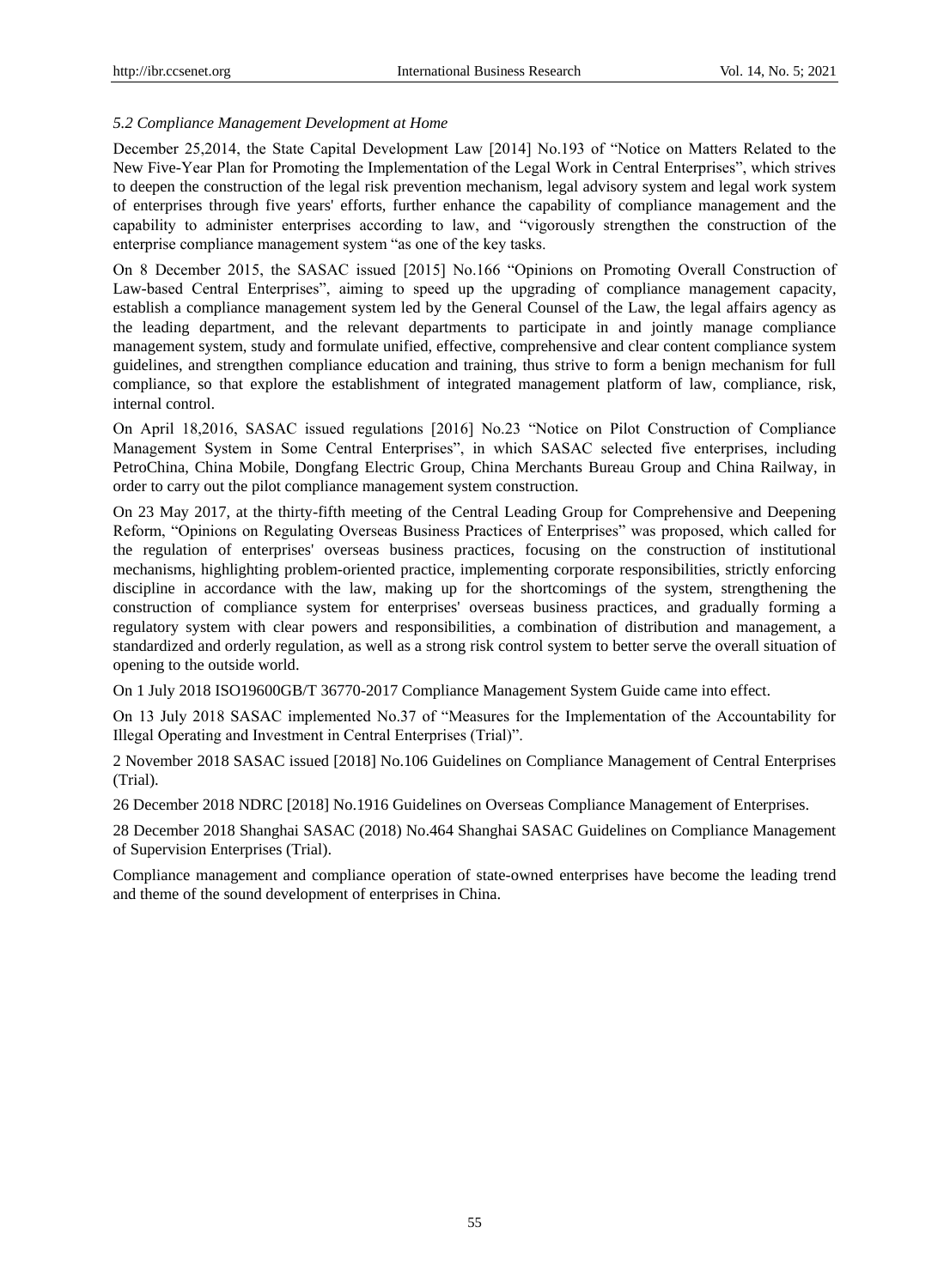*5.2 Compliance Management Development at Home*

December 25,2014, the State Capital Development Law [2014] No.193 of "Notice on Matters Related to the New Five-Year Plan for Promoting the Implementation of the Legal Work in Central Enterprises", which strives to deepen the construction of the legal risk prevention mechanism, legal advisory system and legal work system of enterprises through five years' efforts, further enhance the capability of compliance management and the capability to administer enterprises according to law, and "vigorously strengthen the construction of the enterprise compliance management system "as one of the key tasks.

On 8 December 2015, the SASAC issued [2015] No.166 "Opinions on Promoting Overall Construction of Law-based Central Enterprises", aiming to speed up the upgrading of compliance management capacity, establish a compliance management system led by the General Counsel of the Law, the legal affairs agency as the leading department, and the relevant departments to participate in and jointly manage compliance management system, study and formulate unified, effective, comprehensive and clear content compliance system guidelines, and strengthen compliance education and training, thus strive to form a benign mechanism for full compliance, so that explore the establishment of integrated management platform of law, compliance, risk, internal control.

On April 18,2016, SASAC issued regulations [2016] No.23 "Notice on Pilot Construction of Compliance Management System in Some Central Enterprises", in which SASAC selected five enterprises, including PetroChina, China Mobile, Dongfang Electric Group, China Merchants Bureau Group and China Railway, in order to carry out the pilot compliance management system construction.

On 23 May 2017, at the thirty-fifth meeting of the Central Leading Group for Comprehensive and Deepening Reform, "Opinions on Regulating Overseas Business Practices of Enterprises" was proposed, which called for the regulation of enterprises' overseas business practices, focusing on the construction of institutional mechanisms, highlighting problem-oriented practice, implementing corporate responsibilities, strictly enforcing discipline in accordance with the law, making up for the shortcomings of the system, strengthening the construction of compliance system for enterprises' overseas business practices, and gradually forming a regulatory system with clear powers and responsibilities, a combination of distribution and management, a standardized and orderly regulation, as well as a strong risk control system to better serve the overall situation of opening to the outside world.

On 1 July 2018 ISO19600GB/T 36770-2017 Compliance Management System Guide came into effect.

On 13 July 2018 SASAC implemented No.37 of "Measures for the Implementation of the Accountability for Illegal Operating and Investment in Central Enterprises (Trial)".

2 November 2018 SASAC issued [2018] No.106 Guidelines on Compliance Management of Central Enterprises (Trial).

26 December 2018 NDRC [2018] No.1916 Guidelines on Overseas Compliance Management of Enterprises.

28 December 2018 Shanghai SASAC (2018) No.464 Shanghai SASAC Guidelines on Compliance Management of Supervision Enterprises (Trial).

Compliance management and compliance operation of state-owned enterprises have become the leading trend and theme of the sound development of enterprises in China.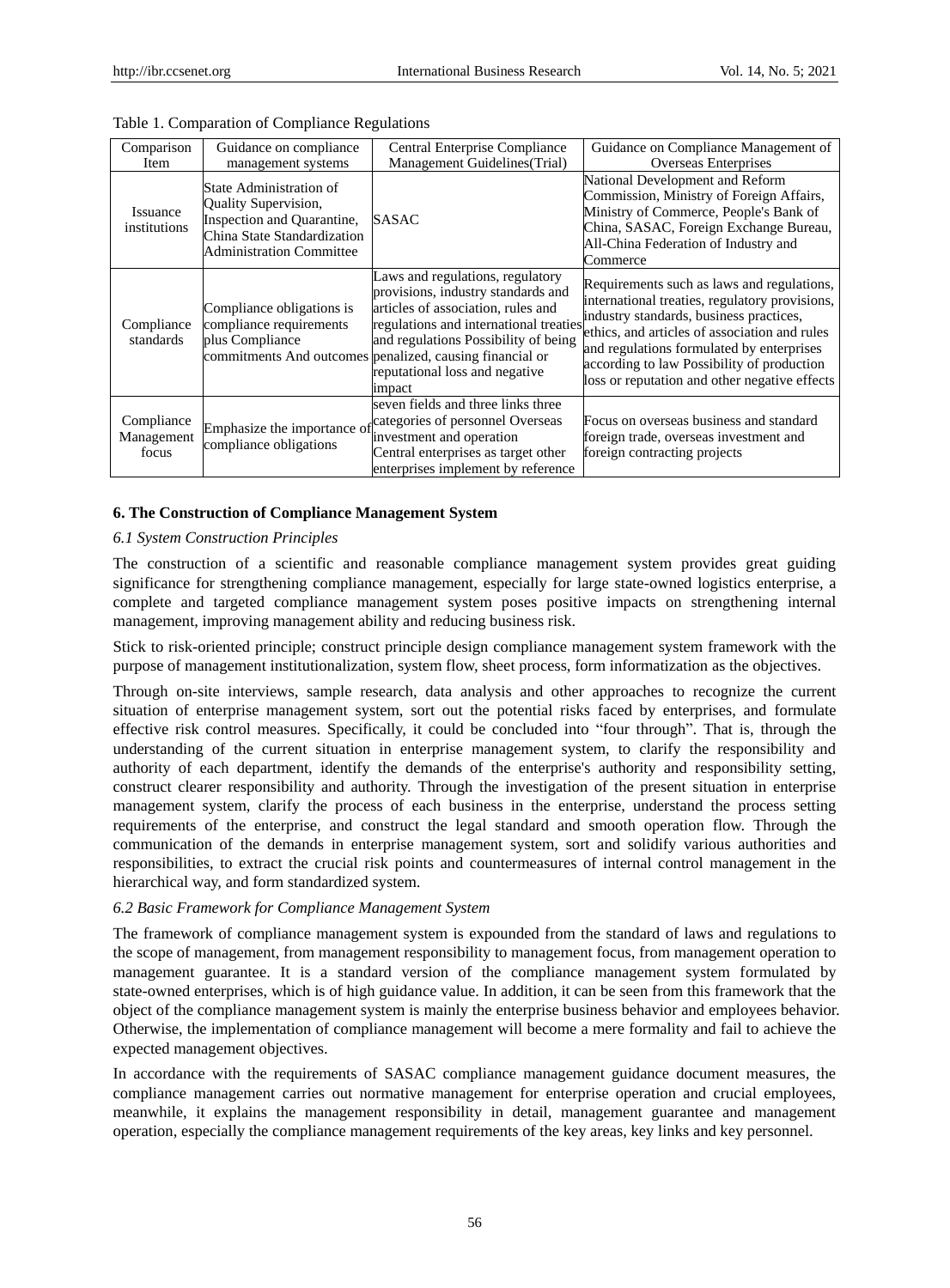Table 1. Comparation of Compliance Regulations

| Comparison Item | Guidance on compliance management systems | Central Enterprise Compliance Management Guidelines(Trial) | Guidance on Compliance Management of Overseas Enterprises |
|---|---|---|---|
| Issuance institutions | State Administration of Quality Supervision, Inspection and Quarantine, China State Standardization Administration Committee | SASAC | National Development and Reform Commission, Ministry of Foreign Affairs, Ministry of Commerce, People's Bank of China, SASAC, Foreign Exchange Bureau, All-China Federation of Industry and Commerce |
| Compliance standards | Compliance obligations is compliance requirements plus Compliance commitments And outcomes | Laws and regulations, regulatory provisions, industry standards and articles of association, rules and regulations and international treaties and regulations Possibility of being penalized, causing financial or reputational loss and negative impact | Requirements such as laws and regulations, international treaties, regulatory provisions, industry standards, business practices, ethics, and articles of association and rules and regulations formulated by enterprises according to law Possibility of production loss or reputation and other negative effects |
| Compliance Management focus | Emphasize the importance of compliance obligations | seven fields and three links three categories of personnel Overseas investment and operation Central enterprises as target other enterprises implement by reference | Focus on overseas business and standard foreign trade, overseas investment and foreign contracting projects |

## 6. The Construction of Compliance Management System

### *6.1 System Construction Principles*

The construction of a scientific and reasonable compliance management system provides great guiding significance for strengthening compliance management, especially for large state-owned logistics enterprise, a complete and targeted compliance management system poses positive impacts on strengthening internal management, improving management ability and reducing business risk.

Stick to risk-oriented principle; construct principle design compliance management system framework with the purpose of management institutionalization, system flow, sheet process, form informatization as the objectives.

Through on-site interviews, sample research, data analysis and other approaches to recognize the current situation of enterprise management system, sort out the potential risks faced by enterprises, and formulate effective risk control measures. Specifically, it could be concluded into "four through". That is, through the understanding of the current situation in enterprise management system, to clarify the responsibility and authority of each department, identify the demands of the enterprise's authority and responsibility setting, construct clearer responsibility and authority. Through the investigation of the present situation in enterprise management system, clarify the process of each business in the enterprise, understand the process setting requirements of the enterprise, and construct the legal standard and smooth operation flow. Through the communication of the demands in enterprise management system, sort and solidify various authorities and responsibilities, to extract the crucial risk points and countermeasures of internal control management in the hierarchical way, and form standardized system.

### *6.2 Basic Framework for Compliance Management System*

The framework of compliance management system is expounded from the standard of laws and regulations to the scope of management, from management responsibility to management focus, from management operation to management guarantee. It is a standard version of the compliance management system formulated by state-owned enterprises, which is of high guidance value. In addition, it can be seen from this framework that the object of the compliance management system is mainly the enterprise business behavior and employees behavior. Otherwise, the implementation of compliance management will become a mere formality and fail to achieve the expected management objectives.

In accordance with the requirements of SASAC compliance management guidance document measures, the compliance management carries out normative management for enterprise operation and crucial employees, meanwhile, it explains the management responsibility in detail, management guarantee and management operation, especially the compliance management requirements of the key areas, key links and key personnel.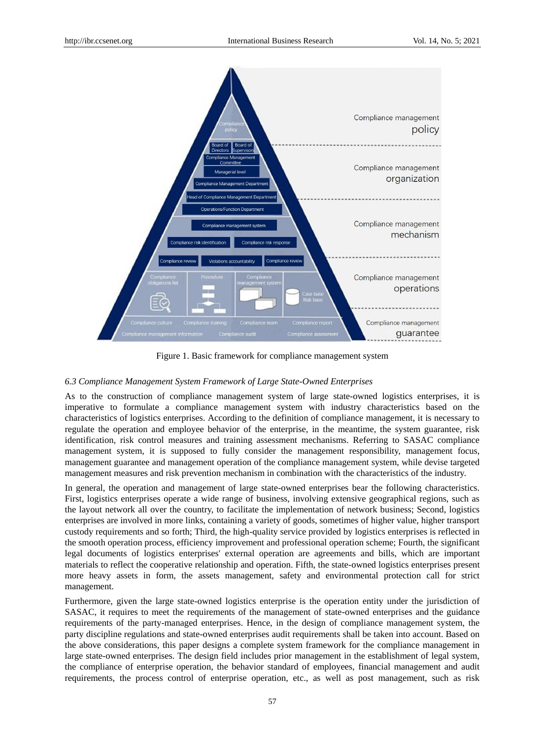Figure 1. Basic framework for compliance management system

### 6.3 Compliance Management System Framework of Large State-Owned Enterprises

As to the construction of compliance management system of large state-owned logistics enterprises, it is imperative to formulate a compliance management system with industry characteristics based on the characteristics of logistics enterprises. According to the definition of compliance management, it is necessary to regulate the operation and employee behavior of the enterprise, in the meantime, the system guarantee, risk identification, risk control measures and training assessment mechanisms. Referring to SASAC compliance management system, it is supposed to fully consider the management responsibility, management focus, management guarantee and management operation of the compliance management system, while devise targeted management measures and risk prevention mechanism in combination with the characteristics of the industry.

In general, the operation and management of large state-owned enterprises bear the following characteristics. First, logistics enterprises operate a wide range of business, involving extensive geographical regions, such as the layout network all over the country, to facilitate the implementation of network business; Second, logistics enterprises are involved in more links, containing a variety of goods, sometimes of higher value, higher transport custody requirements and so forth; Third, the high-quality service provided by logistics enterprises is reflected in the smooth operation process, efficiency improvement and professional operation scheme; Fourth, the significant legal documents of logistics enterprises' external operation are agreements and bills, which are important materials to reflect the cooperative relationship and operation. Fifth, the state-owned logistics enterprises present more heavy assets in form, the assets management, safety and environmental protection call for strict management.

Furthermore, given the large state-owned logistics enterprise is the operation entity under the jurisdiction of SASAC, it requires to meet the requirements of the management of state-owned enterprises and the guidance requirements of the party-managed enterprises. Hence, in the design of compliance management system, the party discipline regulations and state-owned enterprises audit requirements shall be taken into account. Based on the above considerations, this paper designs a complete system framework for the compliance management in large state-owned enterprises. The design field includes prior management in the establishment of legal system, the compliance of enterprise operation, the behavior standard of employees, financial management and audit requirements, the process control of enterprise operation, etc., as well as post management, such as risk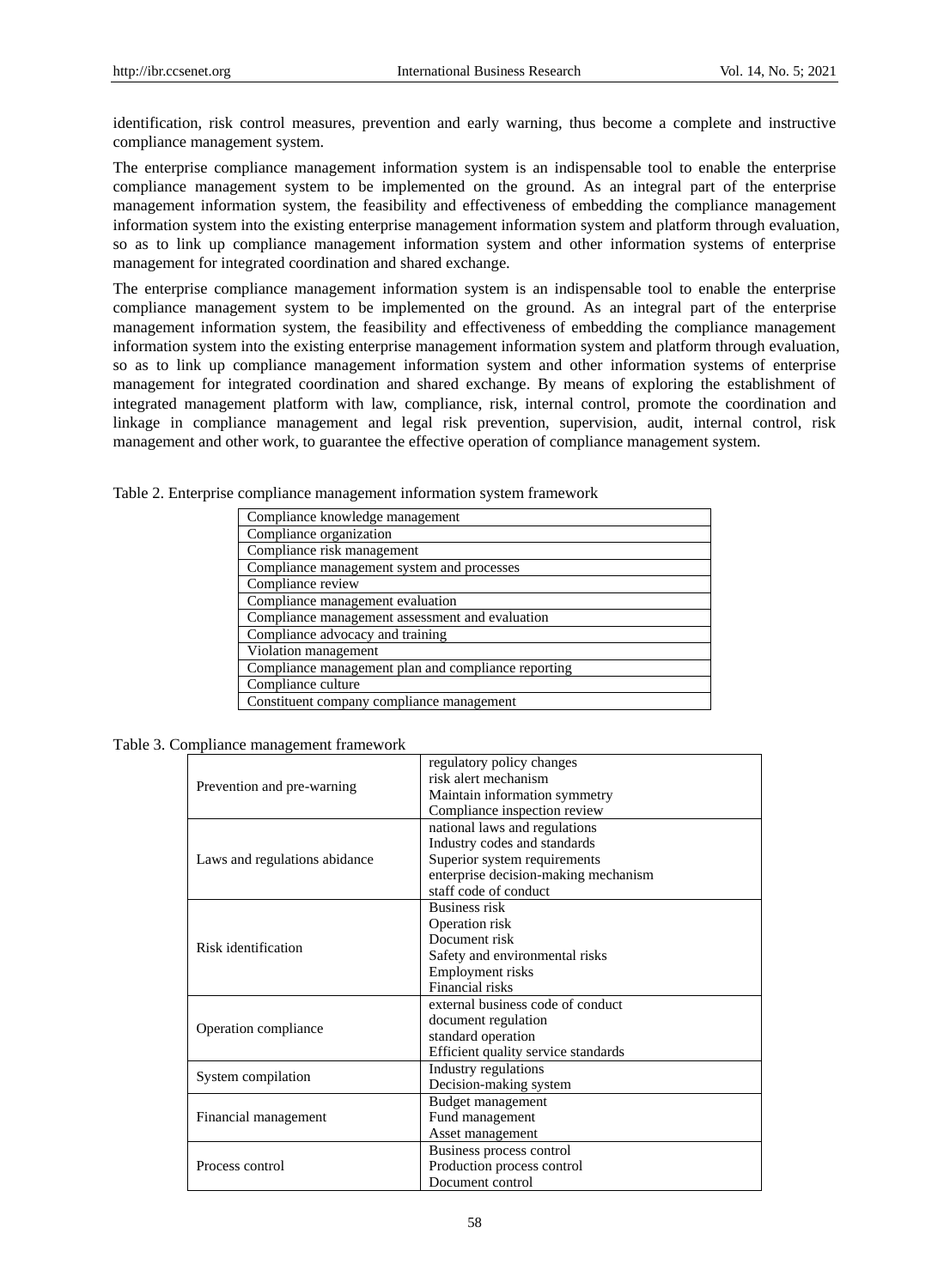identification, risk control measures, prevention and early warning, thus become a complete and instructive compliance management system.

The enterprise compliance management information system is an indispensable tool to enable the enterprise compliance management system to be implemented on the ground. As an integral part of the enterprise management information system, the feasibility and effectiveness of embedding the compliance management information system into the existing enterprise management information system and platform through evaluation, so as to link up compliance management information system and other information systems of enterprise management for integrated coordination and shared exchange.

The enterprise compliance management information system is an indispensable tool to enable the enterprise compliance management system to be implemented on the ground. As an integral part of the enterprise management information system, the feasibility and effectiveness of embedding the compliance management information system into the existing enterprise management information system and platform through evaluation, so as to link up compliance management information system and other information systems of enterprise management for integrated coordination and shared exchange. By means of exploring the establishment of integrated management platform with law, compliance, risk, internal control, promote the coordination and linkage in compliance management and legal risk prevention, supervision, audit, internal control, risk management and other work, to guarantee the effective operation of compliance management system.

Table 2. Enterprise compliance management information system framework

| Compliance knowledge management |
|---|
| Compliance organization |
| Compliance risk management |
| Compliance management system and processes |
| Compliance review |
| Compliance management evaluation |
| Compliance management assessment and evaluation |
| Compliance advocacy and training |
| Violation management |
| Compliance management plan and compliance reporting |
| Compliance culture |
| Constituent company compliance management |

Table 3. Compliance management framework

| | |
|---|---|
| Prevention and pre-warning | regulatory policy changes<br>risk alert mechanism<br>Maintain information symmetry<br>Compliance inspection review |
| Laws and regulations abidance | national laws and regulations<br>Industry codes and standards<br>Superior system requirements<br>enterprise decision-making mechanism<br>staff code of conduct |
| Risk identification | Business risk<br>Operation risk<br>Document risk<br>Safety and environmental risks<br>Employment risks<br>Financial risks |
| Operation compliance | external business code of conduct<br>document regulation<br>standard operation<br>Efficient quality service standards |
| System compilation | Industry regulations<br>Decision-making system |
| Financial management | Budget management<br>Fund management<br>Asset management |
| Process control | Business process control<br>Production process control<br>Document control |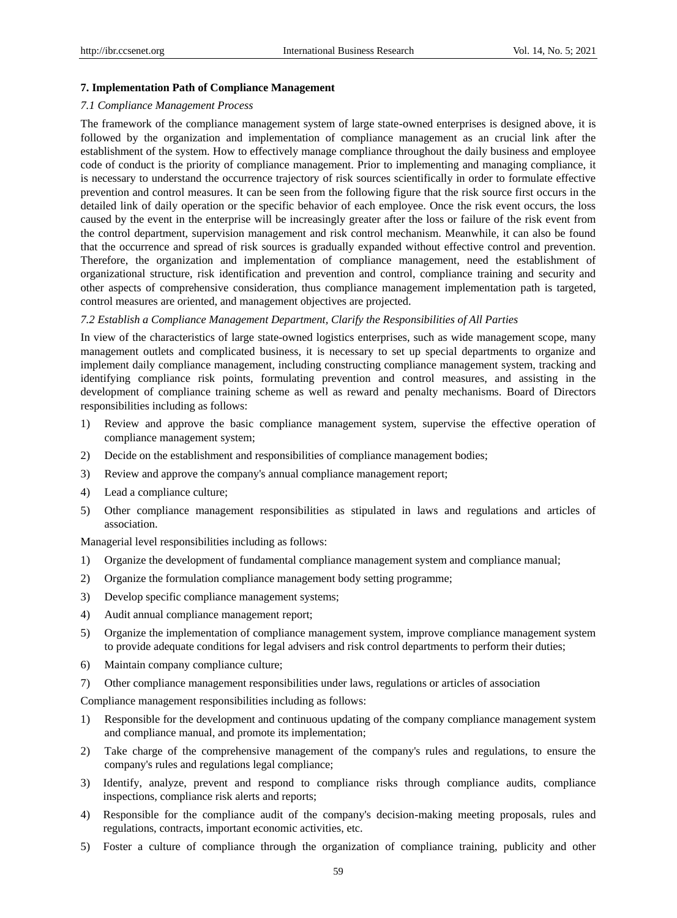## 7. Implementation Path of Compliance Management

### *7.1 Compliance Management Process*

The framework of the compliance management system of large state-owned enterprises is designed above, it is followed by the organization and implementation of compliance management as an crucial link after the establishment of the system. How to effectively manage compliance throughout the daily business and employee code of conduct is the priority of compliance management. Prior to implementing and managing compliance, it is necessary to understand the occurrence trajectory of risk sources scientifically in order to formulate effective prevention and control measures. It can be seen from the following figure that the risk source first occurs in the detailed link of daily operation or the specific behavior of each employee. Once the risk event occurs, the loss caused by the event in the enterprise will be increasingly greater after the loss or failure of the risk event from the control department, supervision management and risk control mechanism. Meanwhile, it can also be found that the occurrence and spread of risk sources is gradually expanded without effective control and prevention. Therefore, the organization and implementation of compliance management, need the establishment of organizational structure, risk identification and prevention and control, compliance training and security and other aspects of comprehensive consideration, thus compliance management implementation path is targeted, control measures are oriented, and management objectives are projected.

### *7.2 Establish a Compliance Management Department, Clarify the Responsibilities of All Parties*

In view of the characteristics of large state-owned logistics enterprises, such as wide management scope, many management outlets and complicated business, it is necessary to set up special departments to organize and implement daily compliance management, including constructing compliance management system, tracking and identifying compliance risk points, formulating prevention and control measures, and assisting in the development of compliance training scheme as well as reward and penalty mechanisms. Board of Directors responsibilities including as follows:

1) Review and approve the basic compliance management system, supervise the effective operation of compliance management system;
2) Decide on the establishment and responsibilities of compliance management bodies;
3) Review and approve the company's annual compliance management report;
4) Lead a compliance culture;
5) Other compliance management responsibilities as stipulated in laws and regulations and articles of association.

Managerial level responsibilities including as follows:

1) Organize the development of fundamental compliance management system and compliance manual;
2) Organize the formulation compliance management body setting programme;
3) Develop specific compliance management systems;
4) Audit annual compliance management report;
5) Organize the implementation of compliance management system, improve compliance management system to provide adequate conditions for legal advisers and risk control departments to perform their duties;
6) Maintain company compliance culture;
7) Other compliance management responsibilities under laws, regulations or articles of association

Compliance management responsibilities including as follows:

1) Responsible for the development and continuous updating of the company compliance management system and compliance manual, and promote its implementation;
2) Take charge of the comprehensive management of the company's rules and regulations, to ensure the company's rules and regulations legal compliance;
3) Identify, analyze, prevent and respond to compliance risks through compliance audits, compliance inspections, compliance risk alerts and reports;
4) Responsible for the compliance audit of the company's decision-making meeting proposals, rules and regulations, contracts, important economic activities, etc.
5) Foster a culture of compliance through the organization of compliance training, publicity and other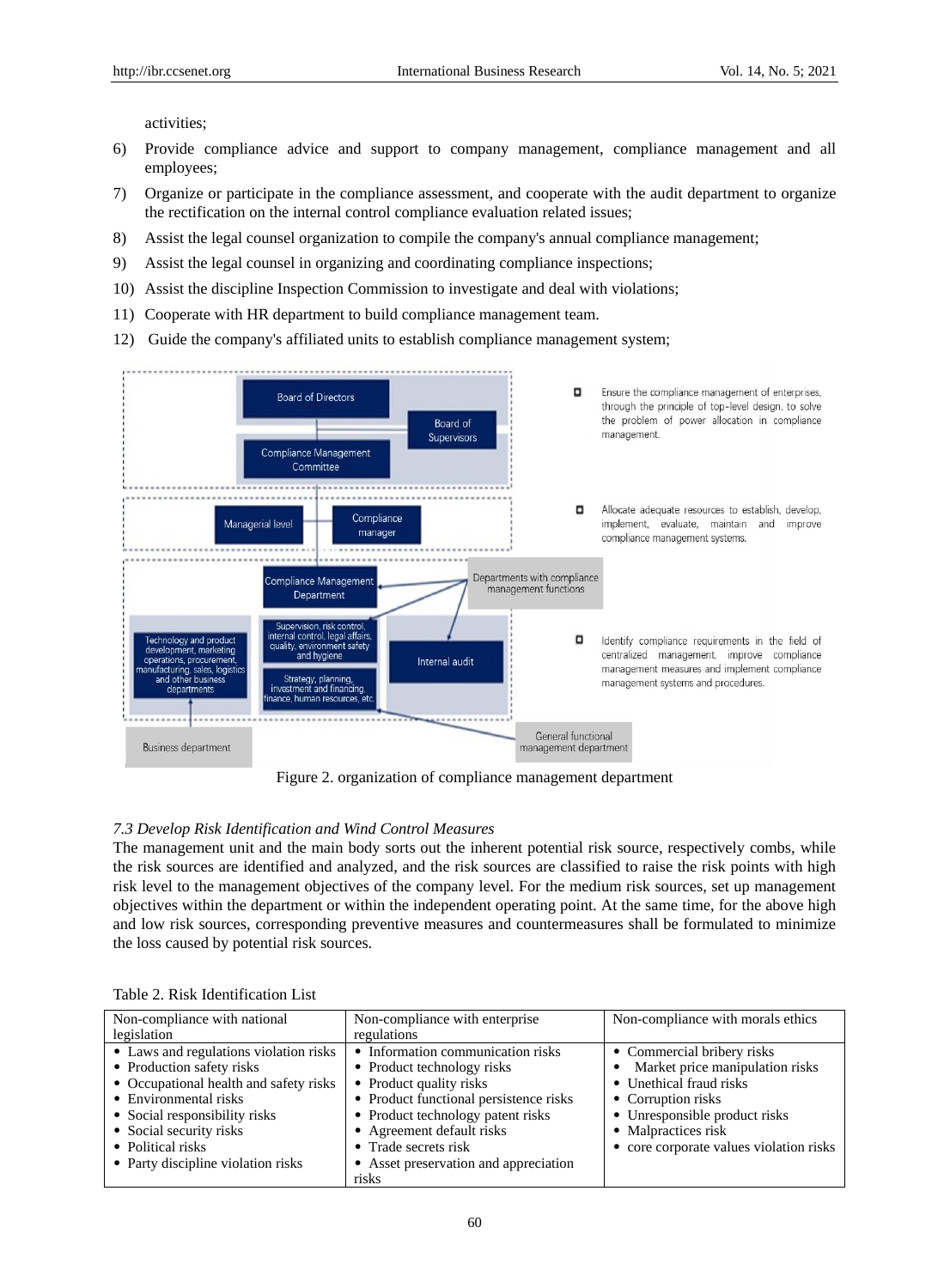activities;

6) Provide compliance advice and support to company management, compliance management and all employees;
7) Organize or participate in the compliance assessment, and cooperate with the audit department to organize the rectification on the internal control compliance evaluation related issues;
8) Assist the legal counsel organization to compile the company's annual compliance management;
9) Assist the legal counsel in organizing and coordinating compliance inspections;
10) Assist the discipline Inspection Commission to investigate and deal with violations;
11) Cooperate with HR department to build compliance management team.
12) Guide the company's affiliated units to establish compliance management system;

Figure 2. organization of compliance management department

### *7.3 Develop Risk Identification and Wind Control Measures*

The management unit and the main body sorts out the inherent potential risk source, respectively combs, while the risk sources are identified and analyzed, and the risk sources are classified to raise the risk points with high risk level to the management objectives of the company level. For the medium risk sources, set up management objectives within the department or within the independent operating point. At the same time, for the above high and low risk sources, corresponding preventive measures and countermeasures shall be formulated to minimize the loss caused by potential risk sources.

Table 2. Risk Identification List

| Non-compliance with national legislation | Non-compliance with enterprise regulations | Non-compliance with morals ethics |
|---|---|---|
| • Laws and regulations violation risks<br>• Production safety risks<br>• Occupational health and safety risks<br>• Environmental risks<br>• Social responsibility risks<br>• Social security risks<br>• Political risks<br>• Party discipline violation risks | • Information communication risks<br>• Product technology risks<br>• Product quality risks<br>• Product functional persistence risks<br>• Product technology patent risks<br>• Agreement default risks<br>• Trade secrets risk<br>• Asset preservation and appreciation risks | • Commercial bribery risks<br>• Market price manipulation risks<br>• Unethical fraud risks<br>• Corruption risks<br>• Unresponsible product risks<br>• Malpractices risk<br>• core corporate values violation risks |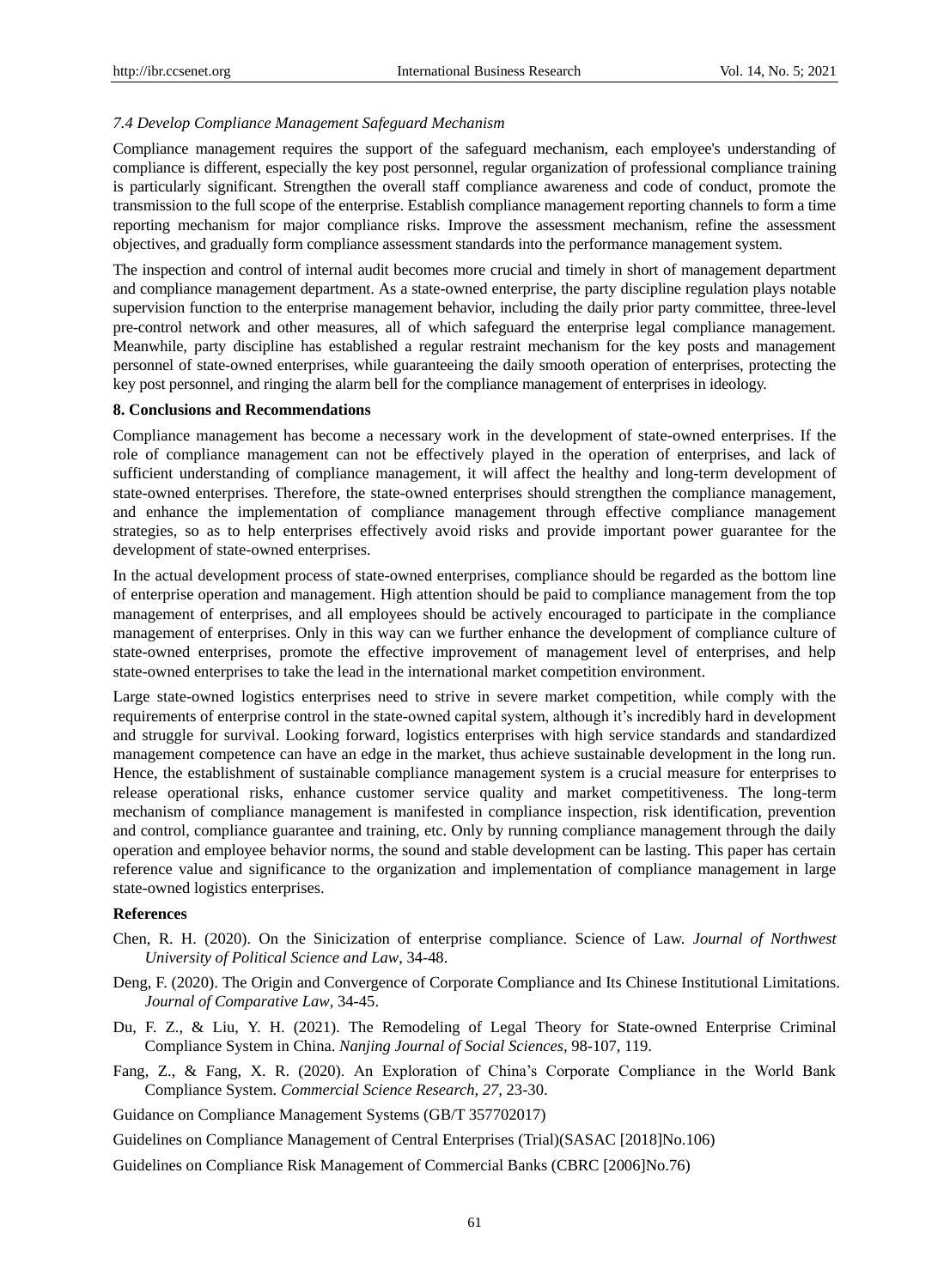### *7.4 Develop Compliance Management Safeguard Mechanism*

Compliance management requires the support of the safeguard mechanism, each employee's understanding of compliance is different, especially the key post personnel, regular organization of professional compliance training is particularly significant. Strengthen the overall staff compliance awareness and code of conduct, promote the transmission to the full scope of the enterprise. Establish compliance management reporting channels to form a time reporting mechanism for major compliance risks. Improve the assessment mechanism, refine the assessment objectives, and gradually form compliance assessment standards into the performance management system.

The inspection and control of internal audit becomes more crucial and timely in short of management department and compliance management department. As a state-owned enterprise, the party discipline regulation plays notable supervision function to the enterprise management behavior, including the daily prior party committee, three-level pre-control network and other measures, all of which safeguard the enterprise legal compliance management. Meanwhile, party discipline has established a regular restraint mechanism for the key posts and management personnel of state-owned enterprises, while guaranteeing the daily smooth operation of enterprises, protecting the key post personnel, and ringing the alarm bell for the compliance management of enterprises in ideology.

## 8. Conclusions and Recommendations

Compliance management has become a necessary work in the development of state-owned enterprises. If the role of compliance management can not be effectively played in the operation of enterprises, and lack of sufficient understanding of compliance management, it will affect the healthy and long-term development of state-owned enterprises. Therefore, the state-owned enterprises should strengthen the compliance management, and enhance the implementation of compliance management through effective compliance management strategies, so as to help enterprises effectively avoid risks and provide important power guarantee for the development of state-owned enterprises.

In the actual development process of state-owned enterprises, compliance should be regarded as the bottom line of enterprise operation and management. High attention should be paid to compliance management from the top management of enterprises, and all employees should be actively encouraged to participate in the compliance management of enterprises. Only in this way can we further enhance the development of compliance culture of state-owned enterprises, promote the effective improvement of management level of enterprises, and help state-owned enterprises to take the lead in the international market competition environment.

Large state-owned logistics enterprises need to strive in severe market competition, while comply with the requirements of enterprise control in the state-owned capital system, although it's incredibly hard in development and struggle for survival. Looking forward, logistics enterprises with high service standards and standardized management competence can have an edge in the market, thus achieve sustainable development in the long run. Hence, the establishment of sustainable compliance management system is a crucial measure for enterprises to release operational risks, enhance customer service quality and market competitiveness. The long-term mechanism of compliance management is manifested in compliance inspection, risk identification, prevention and control, compliance guarantee and training, etc. Only by running compliance management through the daily operation and employee behavior norms, the sound and stable development can be lasting. This paper has certain reference value and significance to the organization and implementation of compliance management in large state-owned logistics enterprises.

## References

Chen, R. H. (2020). On the Sinicization of enterprise compliance. Science of Law. *Journal of Northwest University of Political Science and Law*, 34-48.

Deng, F. (2020). The Origin and Convergence of Corporate Compliance and Its Chinese Institutional Limitations. *Journal of Comparative Law*, 34-45.

Du, F. Z., & Liu, Y. H. (2021). The Remodeling of Legal Theory for State-owned Enterprise Criminal Compliance System in China. *Nanjing Journal of Social Sciences*, 98-107, 119.

Fang, Z., & Fang, X. R. (2020). An Exploration of China's Corporate Compliance in the World Bank Compliance System. *Commercial Science Research, 27*, 23-30.

Guidance on Compliance Management Systems (GB/T 357702017)

Guidelines on Compliance Management of Central Enterprises (Trial)(SASAC [2018]No.106)

Guidelines on Compliance Risk Management of Commercial Banks (CBRC [2006]No.76)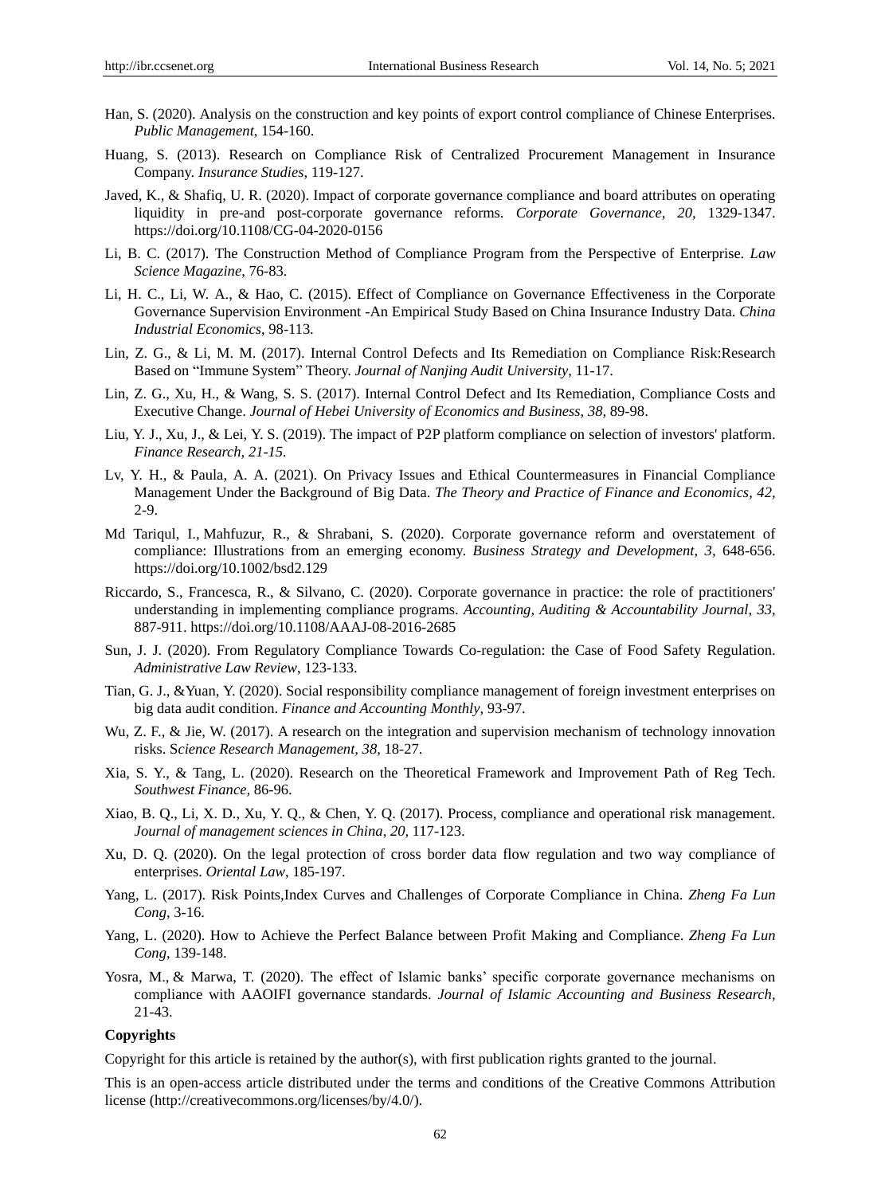Han, S. (2020). Analysis on the construction and key points of export control compliance of Chinese Enterprises. *Public Management*, 154-160.

Huang, S. (2013). Research on Compliance Risk of Centralized Procurement Management in Insurance Company. *Insurance Studies,* 119-127.

Javed, K., & Shafiq, U. R. (2020). Impact of corporate governance compliance and board attributes on operating liquidity in pre-and post-corporate governance reforms. *Corporate Governance, 20,* 1329-1347. https://doi.org/10.1108/CG-04-2020-0156

Li, B. C. (2017). The Construction Method of Compliance Program from the Perspective of Enterprise. *Law Science Magazine*, 76-83.

Li, H. C., Li, W. A., & Hao, C. (2015). Effect of Compliance on Governance Effectiveness in the Corporate Governance Supervision Environment -An Empirical Study Based on China Insurance Industry Data. *China Industrial Economics*, 98-113.

Lin, Z. G., & Li, M. M. (2017). Internal Control Defects and Its Remediation on Compliance Risk:Research Based on "Immune System" Theory. *Journal of Nanjing Audit University,* 11-17.

Lin, Z. G., Xu, H., & Wang, S. S. (2017). Internal Control Defect and Its Remediation, Compliance Costs and Executive Change. *Journal of Hebei University of Economics and Business, 38,* 89-98.

Liu, Y. J., Xu, J., & Lei, Y. S. (2019). The impact of P2P platform compliance on selection of investors' platform. *Finance Research, 21-15.*

Lv, Y. H., & Paula, A. A. (2021). On Privacy Issues and Ethical Countermeasures in Financial Compliance Management Under the Background of Big Data. *The Theory and Practice of Finance and Economics*, *42,* 2-9.

Md Tariqul, I., Mahfuzur, R., & Shrabani, S. (2020). Corporate governance reform and overstatement of compliance: Illustrations from an emerging economy. *Business Strategy and Development*, *3*, 648-656. https://doi.org/10.1002/bsd2.129

Riccardo, S., Francesca, R., & Silvano, C. (2020). Corporate governance in practice: the role of practitioners' understanding in implementing compliance programs. *Accounting, Auditing & Accountability Journal*, *33*, 887-911. https://doi.org/10.1108/AAAJ-08-2016-2685

Sun, J. J. (2020). From Regulatory Compliance Towards Co-regulation: the Case of Food Safety Regulation. *Administrative Law Review*, 123-133.

Tian, G. J., &Yuan, Y. (2020). Social responsibility compliance management of foreign investment enterprises on big data audit condition. *Finance and Accounting Monthly*, 93-97.

Wu, Z. F., & Jie, W. (2017). A research on the integration and supervision mechanism of technology innovation risks. S*cience Research Management, 38,* 18-27.

Xia, S. Y., & Tang, L. (2020). Research on the Theoretical Framework and Improvement Path of Reg Tech. *Southwest Finance*, 86-96.

Xiao, B. Q., Li, X. D., Xu, Y. Q., & Chen, Y. Q. (2017). Process, compliance and operational risk management. *Journal of management sciences in China, 20,* 117-123.

Xu, D. Q. (2020). On the legal protection of cross border data flow regulation and two way compliance of enterprises. *Oriental Law*, 185-197.

Yang, L. (2017). Risk Points,Index Curves and Challenges of Corporate Compliance in China. *Zheng Fa Lun Cong*, 3-16.

Yang, L. (2020). How to Achieve the Perfect Balance between Profit Making and Compliance. *Zheng Fa Lun Cong*, 139-148.

Yosra, M., & Marwa, T. (2020). The effect of Islamic banks' specific corporate governance mechanisms on compliance with AAOIFI governance standards. *Journal of Islamic Accounting and Business Research*, 21-43.

**Copyrights**

Copyright for this article is retained by the author(s), with first publication rights granted to the journal.

This is an open-access article distributed under the terms and conditions of the Creative Commons Attribution license (http://creativecommons.org/licenses/by/4.0/).